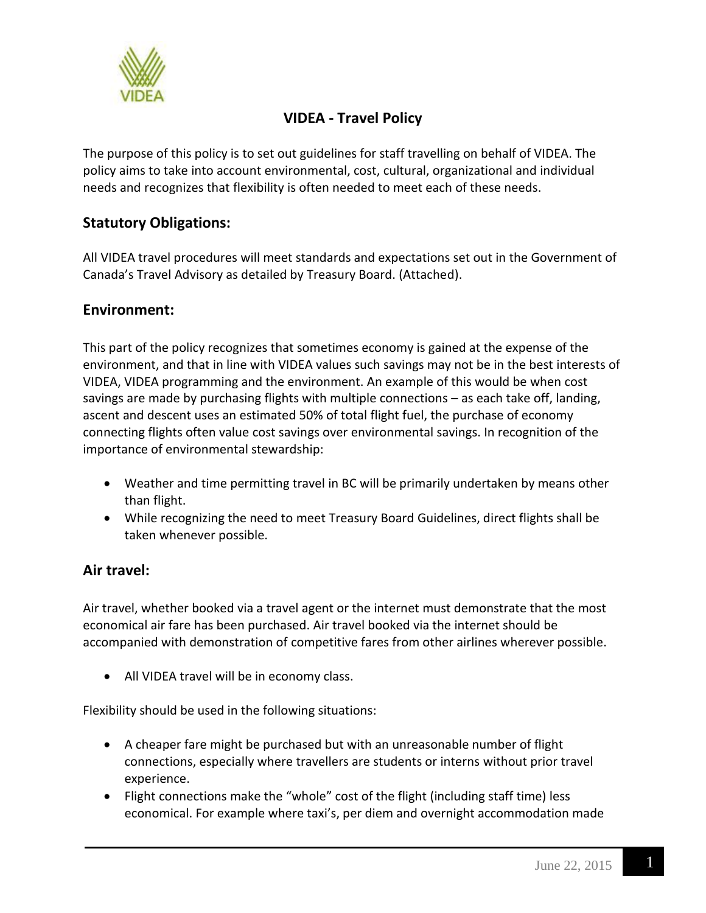# VIDEA - Travel Policy

The purpose of this policy is to set out guidelines for staff travelling on behalf of VIDEA. The policy aims to take into account environmental, cost, cultural, organizational and individual needs and recognizes that flexibility is often needed to meet each of these needs.

## Statutory Obligations:

All VIDEA travel procedures will meet standards and expectations set out in the Government of Canada's Travel Advisory as detailed by Treasury Board. (Attached).

## Environment:

This part of the policy recognizes that sometimes economy is gained at the expense of the environment, and that in line with VIDEA values such savings may not be in the best interests of VIDEA, VIDEA programming and the environment. An example of this would be when cost savings are made by purchasing flights with multiple connections – as each take off, landing, ascent and descent uses an estimated 50% of total flight fuel, the purchase of economy connecting flights often value cost savings over environmental savings. In recognition of the importance of environmental stewardship:

- Weather and time permitting travel in BC will be primarily undertaken by means other than flight.
- While recognizing the need to meet Treasury Board Guidelines, direct flights shall be taken whenever possible.

## Air travel:

Air travel, whether booked via a travel agent or the internet must demonstrate that the most economical air fare has been purchased. Air travel booked via the internet should be accompanied with demonstration of competitive fares from other airlines wherever possible.

- All VIDEA travel will be in economy class.

Flexibility should be used in the following situations:

- A cheaper fare might be purchased but with an unreasonable number of flight connections, especially where travellers are students or interns without prior travel experience.
- Flight connections make the "whole" cost of the flight (including staff time) less economical. For example where taxi's, per diem and overnight accommodation made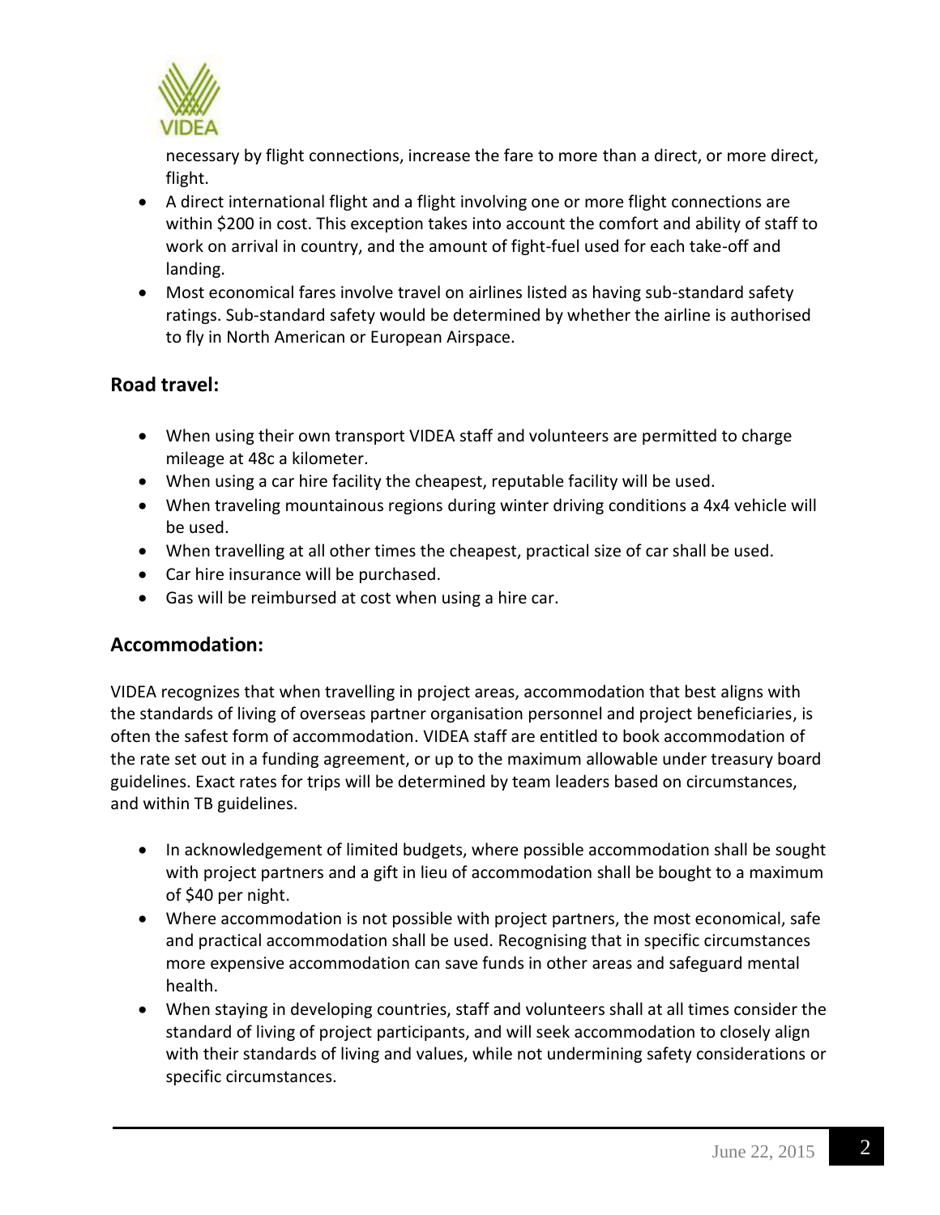necessary by flight connections, increase the fare to more than a direct, or more direct, flight.

- A direct international flight and a flight involving one or more flight connections are within $200 in cost. This exception takes into account the comfort and ability of staff to work on arrival in country, and the amount of fight-fuel used for each take-off and landing.
- Most economical fares involve travel on airlines listed as having sub-standard safety ratings. Sub-standard safety would be determined by whether the airline is authorised to fly in North American or European Airspace.

## Road travel:

- When using their own transport VIDEA staff and volunteers are permitted to charge mileage at 48c a kilometer.
- When using a car hire facility the cheapest, reputable facility will be used.
- When traveling mountainous regions during winter driving conditions a 4x4 vehicle will be used.
- When travelling at all other times the cheapest, practical size of car shall be used.
- Car hire insurance will be purchased.
- Gas will be reimbursed at cost when using a hire car.

## Accommodation:

VIDEA recognizes that when travelling in project areas, accommodation that best aligns with the standards of living of overseas partner organisation personnel and project beneficiaries, is often the safest form of accommodation. VIDEA staff are entitled to book accommodation of the rate set out in a funding agreement, or up to the maximum allowable under treasury board guidelines. Exact rates for trips will be determined by team leaders based on circumstances, and within TB guidelines.

- In acknowledgement of limited budgets, where possible accommodation shall be sought with project partners and a gift in lieu of accommodation shall be bought to a maximum of $40 per night.
- Where accommodation is not possible with project partners, the most economical, safe and practical accommodation shall be used. Recognising that in specific circumstances more expensive accommodation can save funds in other areas and safeguard mental health.
- When staying in developing countries, staff and volunteers shall at all times consider the standard of living of project participants, and will seek accommodation to closely align with their standards of living and values, while not undermining safety considerations or specific circumstances.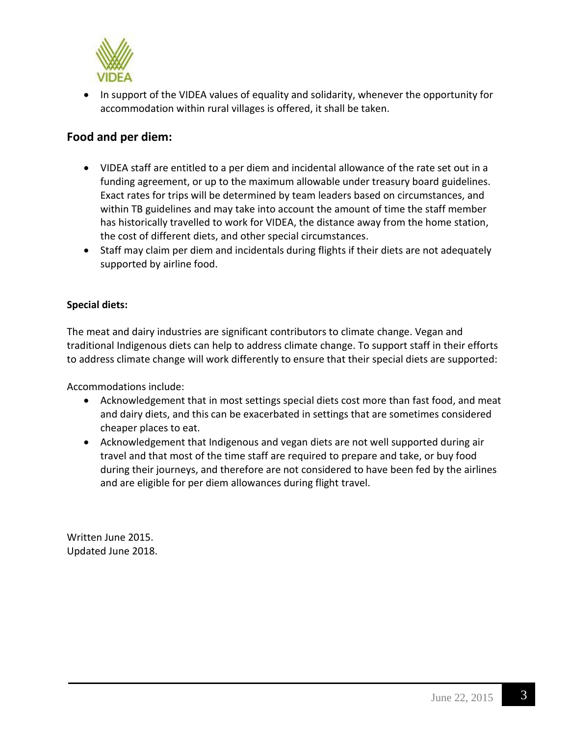- In support of the VIDEA values of equality and solidarity, whenever the opportunity for accommodation within rural villages is offered, it shall be taken.

## Food and per diem:

- VIDEA staff are entitled to a per diem and incidental allowance of the rate set out in a funding agreement, or up to the maximum allowable under treasury board guidelines. Exact rates for trips will be determined by team leaders based on circumstances, and within TB guidelines and may take into account the amount of time the staff member has historically travelled to work for VIDEA, the distance away from the home station, the cost of different diets, and other special circumstances.
- Staff may claim per diem and incidentals during flights if their diets are not adequately supported by airline food.

**Special diets:**

The meat and dairy industries are significant contributors to climate change. Vegan and traditional Indigenous diets can help to address climate change. To support staff in their efforts to address climate change will work differently to ensure that their special diets are supported:

Accommodations include:

- Acknowledgement that in most settings special diets cost more than fast food, and meat and dairy diets, and this can be exacerbated in settings that are sometimes considered cheaper places to eat.
- Acknowledgement that Indigenous and vegan diets are not well supported during air travel and that most of the time staff are required to prepare and take, or buy food during their journeys, and therefore are not considered to have been fed by the airlines and are eligible for per diem allowances during flight travel.

Written June 2015.
Updated June 2018.